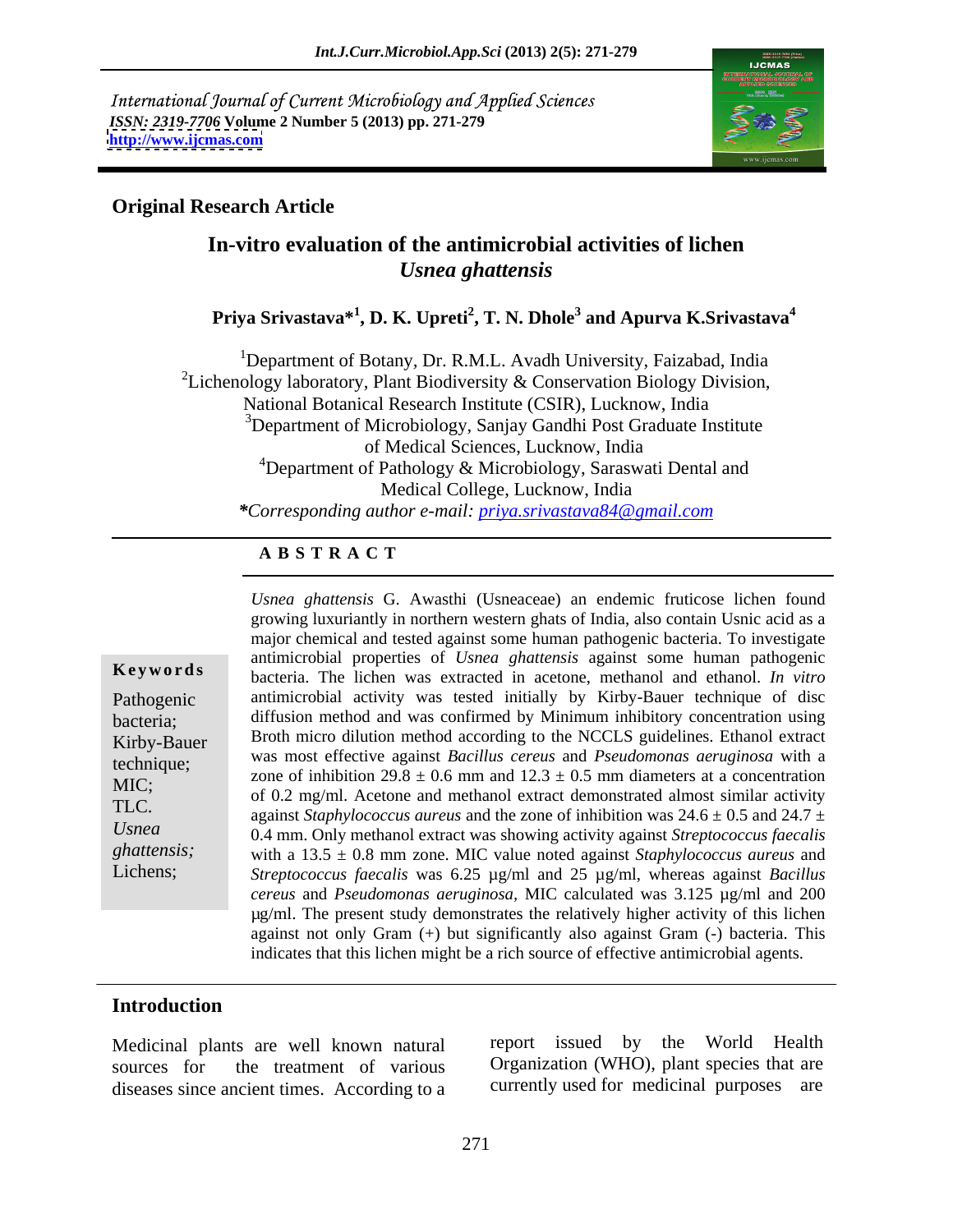International Journal of Current Microbiology and Applied Sciences
*ISSN: 2319-7706* **Volume 2 Number 5 (2013) pp. 271-279**
**http://www.ijcmas.com**

**Original Research Article**

# In-vitro evaluation of the antimicrobial activities of lichen *Usnea ghattensis*

**Priya Srivastava*[1], D. K. Upreti[2], T. N. Dhole[3] and Apurva K.Srivastava[4]**

[1]Department of Botany, Dr. R.M.L. Avadh University, Faizabad, India
[2]Lichenology laboratory, Plant Biodiversity & Conservation Biology Division, National Botanical Research Institute (CSIR), Lucknow, India
[3]Department of Microbiology, Sanjay Gandhi Post Graduate Institute of Medical Sciences, Lucknow, India
[4]Department of Pathology & Microbiology, Saraswati Dental and Medical College, Lucknow, India
***Corresponding author e-mail:** *priya.srivastava84@gmail.com*

## A B S T R A C T

**Keywords**

Pathogenic bacteria; Kirby-Bauer technique; MIC; TLC. *Usnea ghattensis;* Lichens;

*Usnea ghattensis* G. Awasthi (Usneaceae) an endemic fruticose lichen found growing luxuriantly in northern western ghats of India, also contain Usnic acid as a major chemical and tested against some human pathogenic bacteria. To investigate antimicrobial properties of *Usnea ghattensis* against some human pathogenic bacteria. The lichen was extracted in acetone, methanol and ethanol. *In vitro* antimicrobial activity was tested initially by Kirby-Bauer technique of disc diffusion method and was confirmed by Minimum inhibitory concentration using Broth micro dilution method according to the NCCLS guidelines. Ethanol extract was most effective against *Bacillus cereus* and *Pseudomonas aeruginosa* with a zone of inhibition $29.8 \pm 0.6$ mm and $12.3 \pm 0.5$ mm diameters at a concentration of 0.2 mg/ml. Acetone and methanol extract demonstrated almost similar activity against *Staphylococcus aureus* and the zone of inhibition was $24.6 \pm 0.5$ and $24.7 \pm 0.4$ mm. Only methanol extract was showing activity against *Streptococcus faecalis* with a $13.5 \pm 0.8$ mm zone. MIC value noted against *Staphylococcus aureus* and *Streptococcus faecalis* was 6.25 µg/ml and 25 µg/ml, whereas against *Bacillus cereus* and *Pseudomonas aeruginosa,* MIC calculated was 3.125 µg/ml and 200 µg/ml. The present study demonstrates the relatively higher activity of this lichen against not only Gram (+) but significantly also against Gram (-) bacteria. This indicates that this lichen might be a rich source of effective antimicrobial agents.

## Introduction

Medicinal plants are well known natural sources for the treatment of various diseases since ancient times. According to a report issued by the World Health Organization (WHO), plant species that are currently used for medicinal purposes are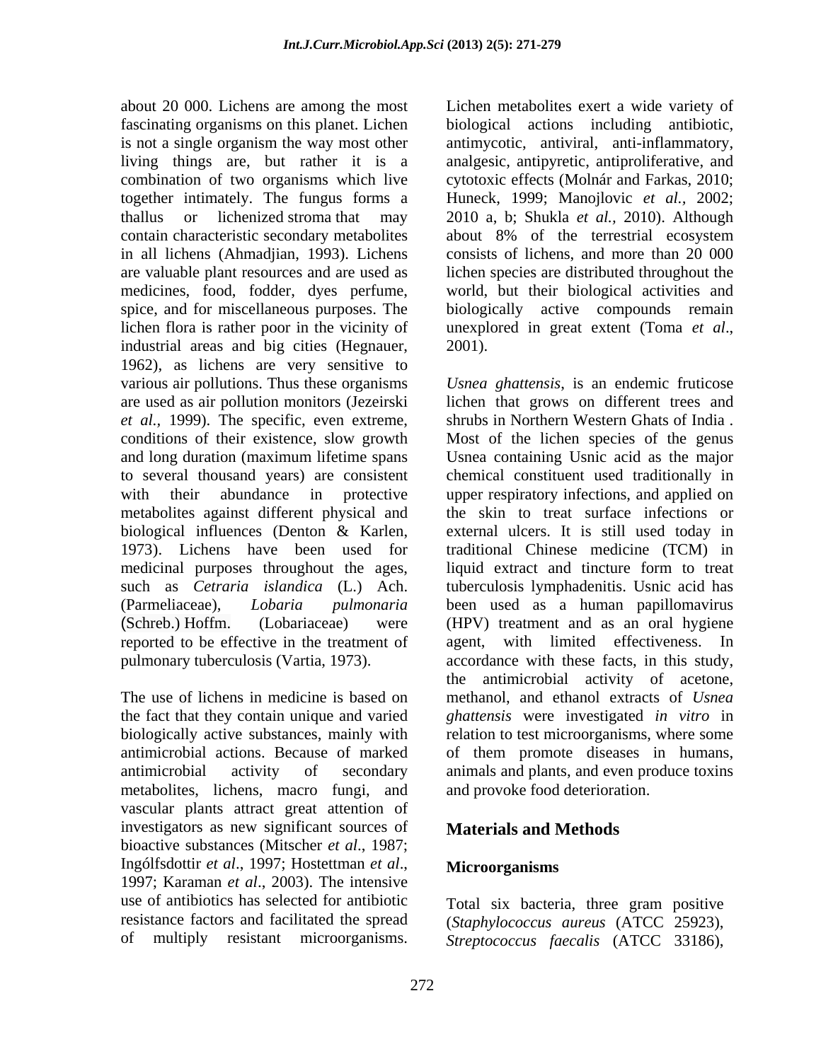about 20 000. Lichens are among the most fascinating organisms on this planet. Lichen is not a single organism the way most other living things are, but rather it is a combination of two organisms which live together intimately. The fungus forms a thallus or lichenized stroma that may contain characteristic secondary metabolites in all lichens (Ahmadjian, 1993). Lichens are valuable plant resources and are used as medicines, food, fodder, dyes perfume, spice, and for miscellaneous purposes. The lichen flora is rather poor in the vicinity of industrial areas and big cities (Hegnauer, 1962), as lichens are very sensitive to various air pollutions. Thus these organisms are used as air pollution monitors (Jezeirski *et al*., 1999). The specific, even extreme, conditions of their existence, slow growth and long duration (maximum lifetime spans to several thousand years) are consistent with their abundance in protective metabolites against different physical and biological influences (Denton & Karlen, 1973). Lichens have been used for medicinal purposes throughout the ages, such as *Cetraria islandica* (L.) Ach. (Parmeliaceae), *Lobaria pulmonaria* (Schreb.) Hoffm. (Lobariaceae) were reported to be effective in the treatment of pulmonary tuberculosis (Vartia, 1973).

The use of lichens in medicine is based on the fact that they contain unique and varied biologically active substances, mainly with antimicrobial actions. Because of marked antimicrobial activity of secondary metabolites, lichens, macro fungi, and vascular plants attract great attention of investigators as new significant sources of bioactive substances (Mitscher *et al*., 1987; Ingólfsdottir *et al*., 1997; Hostettman *et al*., 1997; Karaman *et al*., 2003). The intensive use of antibiotics has selected for antibiotic resistance factors and facilitated the spread of multiply resistant microorganisms. Lichen metabolites exert a wide variety of biological actions including antibiotic, antimycotic, antiviral, anti-inflammatory, analgesic, antipyretic, antiproliferative, and cytotoxic effects (Molnár and Farkas, 2010; Huneck, 1999; Manojlovic *et al.,* 2002; 2010 a, b; Shukla *et al.,* 2010). Although about 8% of the terrestrial ecosystem consists of lichens, and more than 20 000 lichen species are distributed throughout the world, but their biological activities and biologically active compounds remain unexplored in great extent (Toma *et al*., 2001).

*Usnea ghattensis*, is an endemic fruticose lichen that grows on different trees and shrubs in Northern Western Ghats of India . Most of the lichen species of the genus Usnea containing Usnic acid as the major chemical constituent used traditionally in upper respiratory infections, and applied on the skin to treat surface infections or external ulcers. It is still used today in traditional Chinese medicine (TCM) in liquid extract and tincture form to treat tuberculosis lymphadenitis. Usnic acid has been used as a human papillomavirus (HPV) treatment and as an oral hygiene agent, with limited effectiveness. In accordance with these facts, in this study, the antimicrobial activity of acetone, methanol, and ethanol extracts of *Usnea ghattensis* were investigated *in vitro* in relation to test microorganisms, where some of them promote diseases in humans, animals and plants, and even produce toxins and provoke food deterioration.

## Materials and Methods

### Microorganisms

Total six bacteria, three gram positive (*Staphylococcus aureus* (ATCC 25923), *Streptococcus faecalis* (ATCC 33186),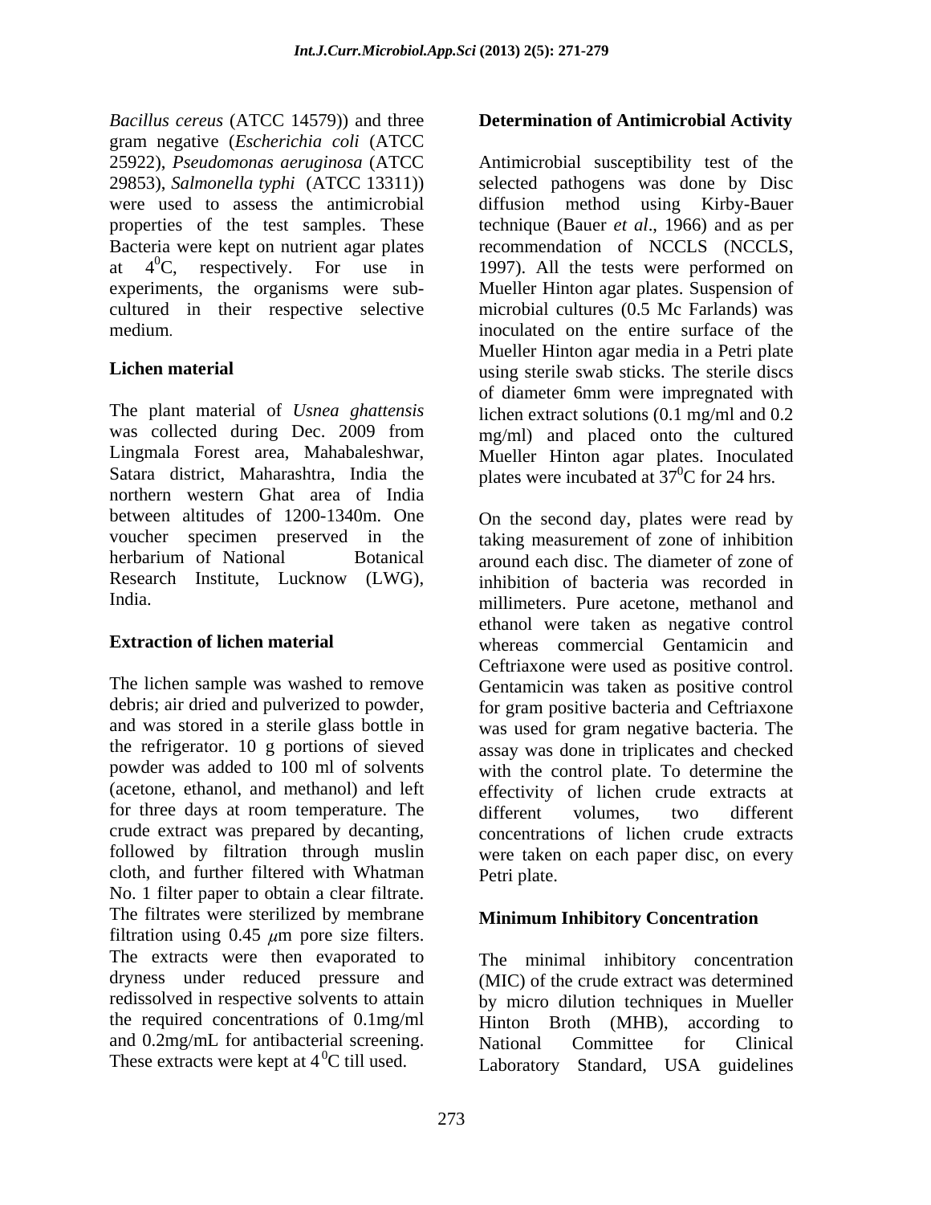*Bacillus cereus* (ATCC 14579)) and three gram negative (*Escherichia coli* (ATCC 25922), *Pseudomonas aeruginosa* (ATCC 29853), *Salmonella typhi* (ATCC 13311)) were used to assess the antimicrobial properties of the test samples. These Bacteria were kept on nutrient agar plates at $4^0$C, respectively. For use in experiments, the organisms were sub-cultured in their respective selective medium.

**Lichen material**

The plant material of *Usnea ghattensis* was collected during Dec. 2009 from Lingmala Forest area, Mahabaleshwar, Satara district, Maharashtra, India the northern western Ghat area of India between altitudes of 1200-1340m. One voucher specimen preserved in the herbarium of National Botanical Research Institute, Lucknow (LWG), India.

**Extraction of lichen material**

The lichen sample was washed to remove debris; air dried and pulverized to powder, and was stored in a sterile glass bottle in the refrigerator. 10 g portions of sieved powder was added to 100 ml of solvents (acetone, ethanol, and methanol) and left for three days at room temperature. The crude extract was prepared by decanting, followed by filtration through muslin cloth, and further filtered with Whatman No. 1 filter paper to obtain a clear filtrate. The filtrates were sterilized by membrane filtration using 0.45 $\mu$m pore size filters. The extracts were then evaporated to dryness under reduced pressure and redissolved in respective solvents to attain the required concentrations of 0.1mg/ml and 0.2mg/mL for antibacterial screening. These extracts were kept at $4^0$C till used.

**Determination of Antimicrobial Activity**

Antimicrobial susceptibility test of the selected pathogens was done by Disc diffusion method using Kirby-Bauer technique (Bauer *et al*., 1966) and as per recommendation of NCCLS (NCCLS, 1997). All the tests were performed on Mueller Hinton agar plates. Suspension of microbial cultures (0.5 Mc Farlands) was inoculated on the entire surface of the Mueller Hinton agar media in a Petri plate using sterile swab sticks. The sterile discs of diameter 6mm were impregnated with lichen extract solutions (0.1 mg/ml and 0.2 mg/ml) and placed onto the cultured Mueller Hinton agar plates. Inoculated plates were incubated at $37^0$C for 24 hrs.

On the second day, plates were read by taking measurement of zone of inhibition around each disc. The diameter of zone of inhibition of bacteria was recorded in millimeters. Pure acetone, methanol and ethanol were taken as negative control whereas commercial Gentamicin and Ceftriaxone were used as positive control. Gentamicin was taken as positive control for gram positive bacteria and Ceftriaxone was used for gram negative bacteria. The assay was done in triplicates and checked with the control plate. To determine the effectivity of lichen crude extracts at different volumes, two different concentrations of lichen crude extracts were taken on each paper disc, on every Petri plate.

**Minimum Inhibitory Concentration**

The minimal inhibitory concentration (MIC) of the crude extract was determined by micro dilution techniques in Mueller Hinton Broth (MHB), according to National Committee for Clinical Laboratory Standard, USA guidelines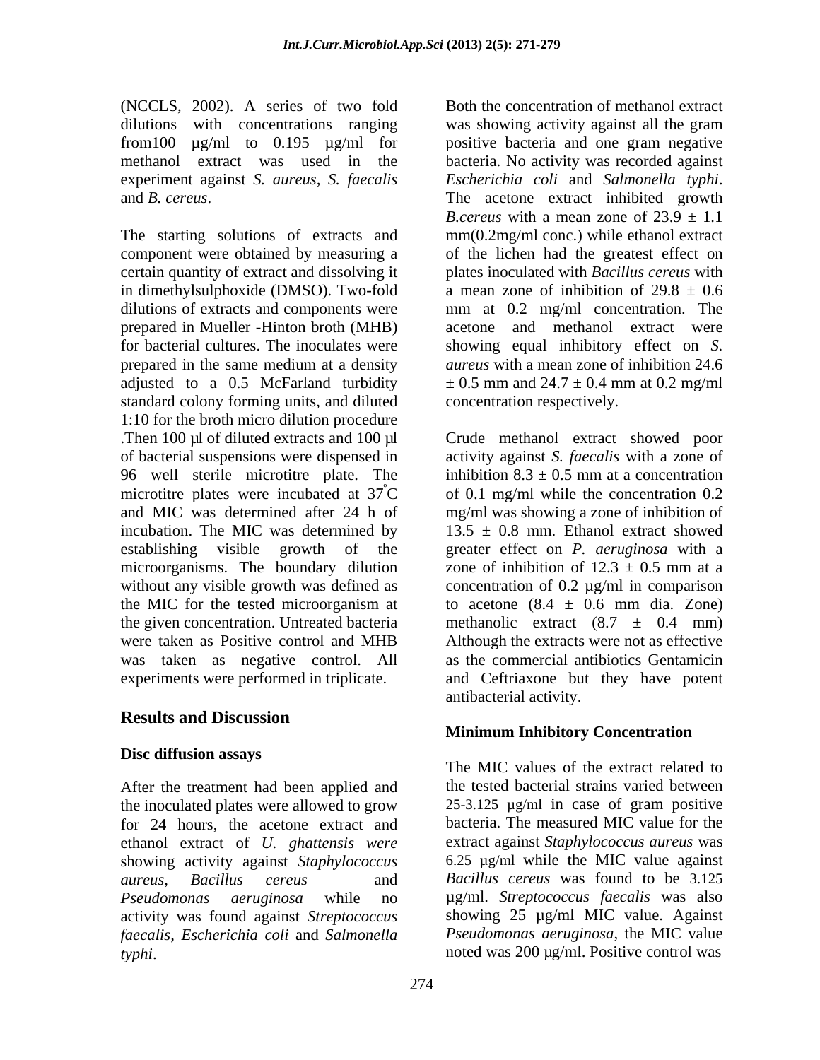(NCCLS, 2002). A series of two fold dilutions with concentrations ranging from100 µg/ml to 0.195 µg/ml for methanol extract was used in the experiment against *S. aureus, S. faecalis* and *B. cereus*.

The starting solutions of extracts and component were obtained by measuring a certain quantity of extract and dissolving it in dimethylsulphoxide (DMSO). Two-fold dilutions of extracts and components were prepared in Mueller -Hinton broth (MHB) for bacterial cultures. The inoculates were prepared in the same medium at a density adjusted to a 0.5 McFarland turbidity standard colony forming units, and diluted 1:10 for the broth micro dilution procedure .Then 100 µl of diluted extracts and 100 µl of bacterial suspensions were dispensed in 96 well sterile microtitre plate. The microtitre plates were incubated at $37^{\circ}C$ and MIC was determined after 24 h of incubation. The MIC was determined by establishing visible growth of the microorganisms. The boundary dilution without any visible growth was defined as the MIC for the tested microorganism at the given concentration. Untreated bacteria were taken as Positive control and MHB was taken as negative control. All experiments were performed in triplicate.

## Results and Discussion

### Disc diffusion assays

After the treatment had been applied and the inoculated plates were allowed to grow for 24 hours, the acetone extract and ethanol extract of *U. ghattensis were* showing activity against *Staphylococcus aureus, Bacillus cereus* and *Pseudomonas aeruginosa* while no activity was found against *Streptococcus faecalis, Escherichia coli* and *Salmonella typhi*.

Both the concentration of methanol extract was showing activity against all the gram positive bacteria and one gram negative bacteria. No activity was recorded against *Escherichia coli* and *Salmonella typhi*. The acetone extract inhibited growth *B.cereus* with a mean zone of $23.9 \pm 1.1$ mm(0.2mg/ml conc.) while ethanol extract of the lichen had the greatest effect on plates inoculated with *Bacillus cereus* with a mean zone of inhibition of $29.8 \pm 0.6$ mm at 0.2 mg/ml concentration. The acetone and methanol extract were showing equal inhibitory effect on *S. aureus* with a mean zone of inhibition 24.6 $\pm$ 0.5 mm and $24.7 \pm 0.4$ mm at 0.2 mg/ml concentration respectively.

Crude methanol extract showed poor activity against *S. faecalis* with a zone of inhibition $8.3 \pm 0.5$ mm at a concentration of 0.1 mg/ml while the concentration 0.2 mg/ml was showing a zone of inhibition of $13.5 \pm 0.8$ mm. Ethanol extract showed greater effect on *P. aeruginosa* with a zone of inhibition of $12.3 \pm 0.5$ mm at a concentration of 0.2 µg/ml in comparison to acetone ($8.4 \pm 0.6$ mm dia. Zone) methanolic extract ($8.7 \pm 0.4$ mm) Although the extracts were not as effective as the commercial antibiotics Gentamicin and Ceftriaxone but they have potent antibacterial activity.

### Minimum Inhibitory Concentration

The MIC values of the extract related to the tested bacterial strains varied between 25-3.125 µg/ml in case of gram positive bacteria. The measured MIC value for the extract against *Staphylococcus aureus* was 6.25 µg/ml while the MIC value against *Bacillus cereus* was found to be 3.125 µg/ml. *Streptococcus faecalis* was also showing 25 µg/ml MIC value. Against *Pseudomonas aeruginosa*, the MIC value noted was 200 µg/ml. Positive control was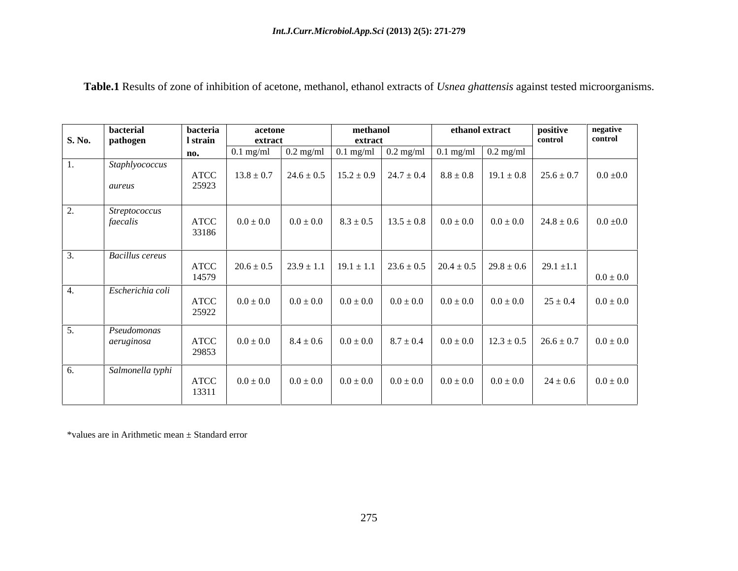**Table.1** Results of zone of inhibition of acetone, methanol, ethanol extracts of *Usnea ghattensis* against tested microorganisms.

| S. No. | bacterial pathogen | bacterial strain no. | acetone extract | | methanol extract | | ethanol extract | | positive control | negative control |
|---|---|---|---|---|---|---|---|---|---|---|
| | | | 0.1 mg/ml | 0.2 mg/ml | 0.1 mg/ml | 0.2 mg/ml | 0.1 mg/ml | 0.2 mg/ml | | |
| 1. | *Staphlyococcus aureus* | ATCC 25923 | 13.8 ± 0.7 | 24.6 ± 0.5 | 15.2 ± 0.9 | 24.7 ± 0.4 | 8.8 ± 0.8 | 19.1 ± 0.8 | 25.6 ± 0.7 | 0.0 ±0.0 |
| 2. | *Streptococcus faecalis* | ATCC 33186 | 0.0 ± 0.0 | 0.0 ± 0.0 | 8.3 ± 0.5 | 13.5 ± 0.8 | 0.0 ± 0.0 | 0.0 ± 0.0 | 24.8 ± 0.6 | 0.0 ±0.0 |
| 3. | *Bacillus cereus* | ATCC 14579 | 20.6 ± 0.5 | 23.9 ± 1.1 | 19.1 ± 1.1 | 23.6 ± 0.5 | 20.4 ± 0.5 | 29.8 ± 0.6 | 29.1 ±1.1 | 0.0 ± 0.0 |
| 4. | *Escherichia coli* | ATCC 25922 | 0.0 ± 0.0 | 0.0 ± 0.0 | 0.0 ± 0.0 | 0.0 ± 0.0 | 0.0 ± 0.0 | 0.0 ± 0.0 | 25 ± 0.4 | 0.0 ± 0.0 |
| 5. | *Pseudomonas aeruginosa* | ATCC 29853 | 0.0 ± 0.0 | 8.4 ± 0.6 | 0.0 ± 0.0 | 8.7 ± 0.4 | 0.0 ± 0.0 | 12.3 ± 0.5 | 26.6 ± 0.7 | 0.0 ± 0.0 |
| 6. | *Salmonella typhi* | ATCC 13311 | 0.0 ± 0.0 | 0.0 ± 0.0 | 0.0 ± 0.0 | 0.0 ± 0.0 | 0.0 ± 0.0 | 0.0 ± 0.0 | 24 ± 0.6 | 0.0 ± 0.0 |

*values are in Arithmetic mean ± Standard error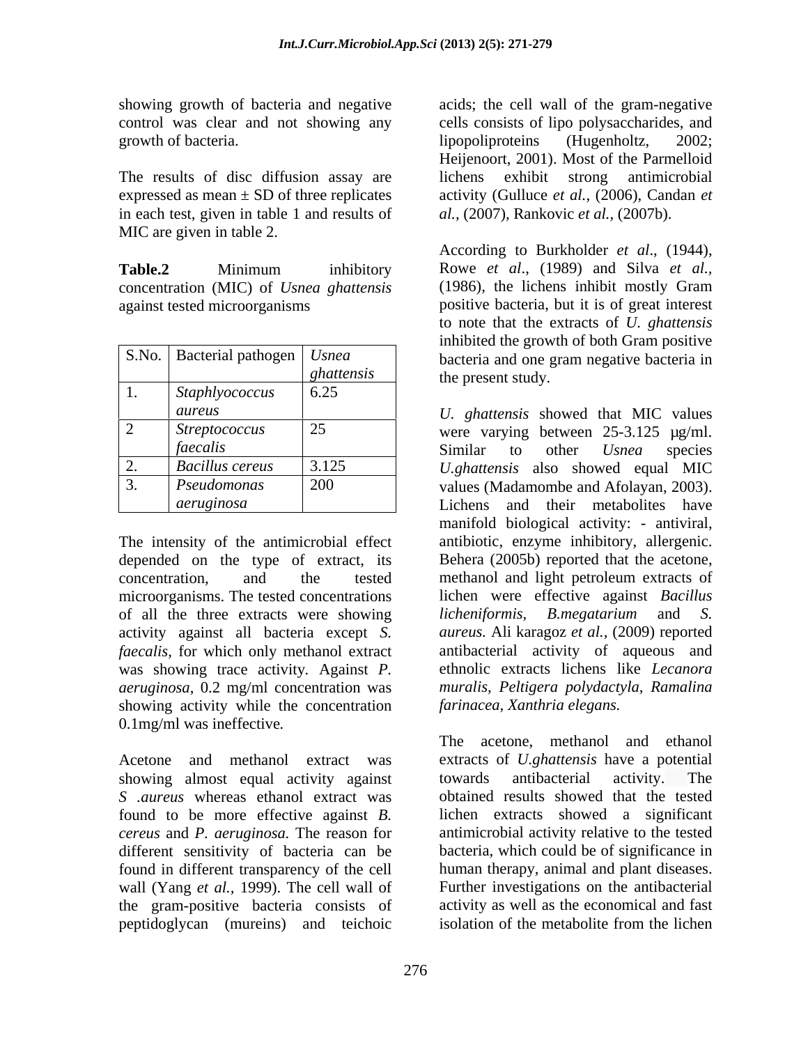showing growth of bacteria and negative control was clear and not showing any growth of bacteria.

The results of disc diffusion assay are expressed as mean ± SD of three replicates in each test, given in table 1 and results of MIC are given in table 2.

**Table.2** Minimum inhibitory concentration (MIC) of *Usnea ghattensis* against tested microorganisms

| S.No. | Bacterial pathogen | *Usnea ghattensis* |
|---|---|---|
| 1. | *Staphlyococcus aureus* | 6.25 |
| 2 | *Streptococcus faecalis* | 25 |
| 2. | *Bacillus cereus* | 3.125 |
| 3. | *Pseudomonas aeruginosa* | 200 |

The intensity of the antimicrobial effect depended on the type of extract, its concentration, and the tested microorganisms. The tested concentrations of all the three extracts were showing activity against all bacteria except *S. faecalis*, for which only methanol extract was showing trace activity. Against *P. aeruginosa*, 0.2 mg/ml concentration was showing activity while the concentration 0.1mg/ml was ineffective.

Acetone and methanol extract was showing almost equal activity against *S .aureus* whereas ethanol extract was found to be more effective against *B. cereus* and *P. aeruginosa.* The reason for different sensitivity of bacteria can be found in different transparency of the cell wall (Yang *et al.,* 1999). The cell wall of the gram-positive bacteria consists of peptidoglycan (mureins) and teichoic acids; the cell wall of the gram-negative cells consists of lipo polysaccharides, and lipopoliproteins (Hugenholtz, 2002; Heijenoort, 2001). Most of the Parmelloid lichens exhibit strong antimicrobial activity (Gulluce *et al.,* (2006), Candan *et al.,* (2007), Rankovic *et al.,* (2007b).

According to Burkholder *et al*., (1944), Rowe *et al*., (1989) and Silva *et al.,* (1986), the lichens inhibit mostly Gram positive bacteria, but it is of great interest to note that the extracts of *U. ghattensis* inhibited the growth of both Gram positive bacteria and one gram negative bacteria in the present study.

*U. ghattensis* showed that MIC values were varying between 25-3.125 µg/ml. Similar to other *Usnea* species *U.ghattensis* also showed equal MIC values (Madamombe and Afolayan, 2003). Lichens and their metabolites have manifold biological activity: - antiviral, antibiotic, enzyme inhibitory, allergenic. Behera (2005b) reported that the acetone, methanol and light petroleum extracts of lichen were effective against *Bacillus licheniformis, B.megatarium* and *S. aureus.* Ali karagoz *et al.,* (2009) reported antibacterial activity of aqueous and ethnolic extracts lichens like *Lecanora muralis, Peltigera polydactyla, Ramalina farinacea, Xanthria elegans.*

The acetone, methanol and ethanol extracts of *U.ghattensis* have a potential towards antibacterial activity. The obtained results showed that the tested lichen extracts showed a significant antimicrobial activity relative to the tested bacteria, which could be of significance in human therapy, animal and plant diseases. Further investigations on the antibacterial activity as well as the economical and fast isolation of the metabolite from the lichen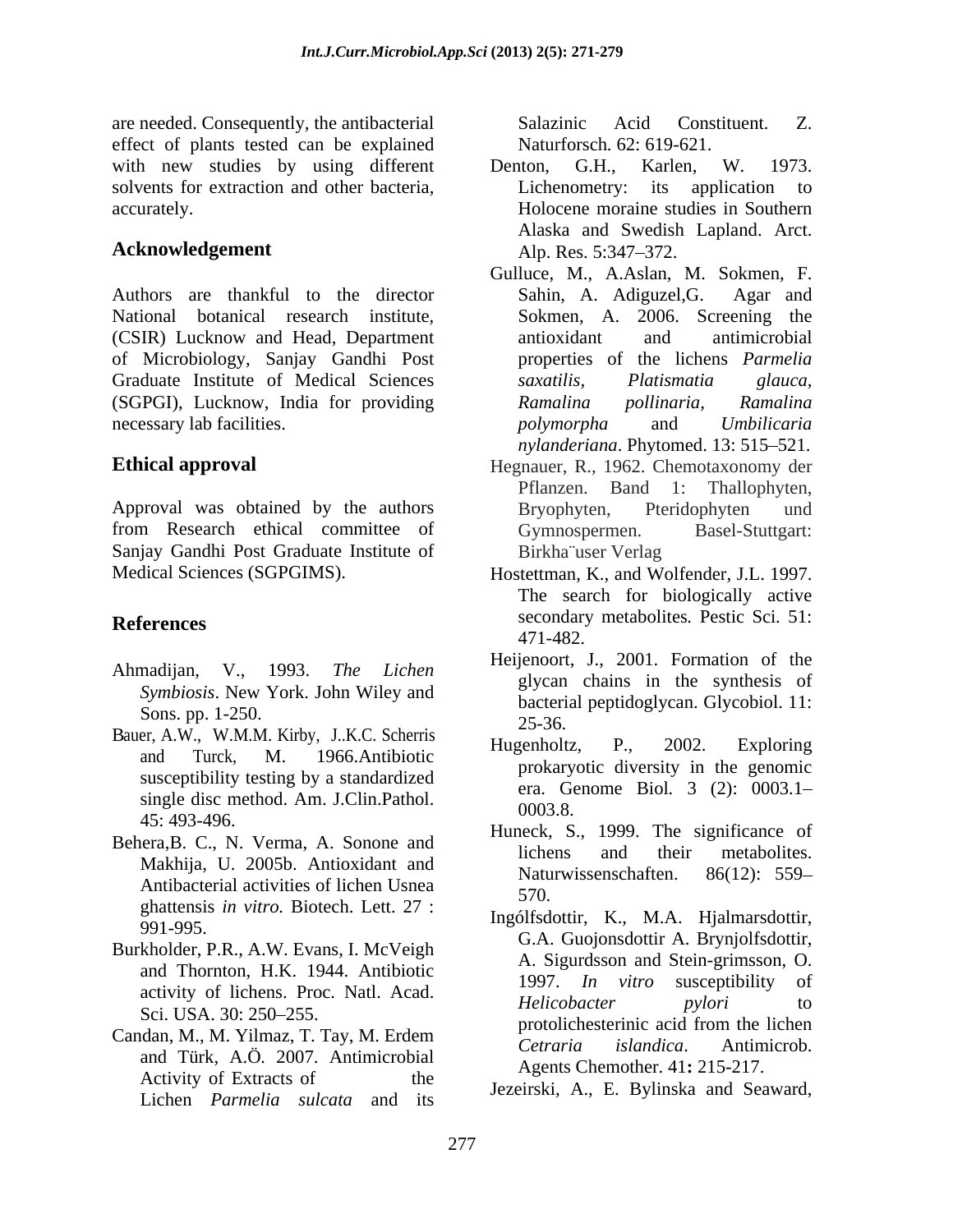are needed. Consequently, the antibacterial effect of plants tested can be explained with new studies by using different solvents for extraction and other bacteria, accurately.

## Acknowledgement

Authors are thankful to the director National botanical research institute, (CSIR) Lucknow and Head, Department of Microbiology, Sanjay Gandhi Post Graduate Institute of Medical Sciences (SGPGI), Lucknow, India for providing necessary lab facilities.

## Ethical approval

Approval was obtained by the authors from Research ethical committee of Sanjay Gandhi Post Graduate Institute of Medical Sciences (SGPGIMS).

## References

Ahmadijan, V., 1993. *The Lichen Symbiosis*. New York. John Wiley and Sons. pp. 1-250.

Bauer, A.W., W.M.M. Kirby, J..K.C. Scherris and Turck, M. 1966.Antibiotic susceptibility testing by a standardized single disc method. Am. J.Clin.Pathol. 45: 493-496.

Behera,B. C., N. Verma, A. Sonone and Makhija, U. 2005b. Antioxidant and Antibacterial activities of lichen Usnea ghattensis *in vitro.* Biotech. Lett. 27 : 991-995.

Burkholder, P.R., A.W. Evans, I. McVeigh and Thornton, H.K. 1944. Antibiotic activity of lichens. Proc. Natl. Acad. Sci. USA. 30: 250–255.

Candan, M., M. Yilmaz, T. Tay, M. Erdem and Türk, A.Ö. 2007. Antimicrobial Activity of Extracts of the Lichen *Parmelia sulcata* and its Salazinic Acid Constituent. Z. Naturforsch. 62: 619-621.

Denton, G.H., Karlen, W. 1973. Lichenometry: its application to Holocene moraine studies in Southern Alaska and Swedish Lapland. Arct. Alp. Res. 5:347–372.

Gulluce, M., A.Aslan, M. Sokmen, F. Sahin, A. Adiguzel,G. Agar and Sokmen, A. 2006. Screening the antioxidant and antimicrobial properties of the lichens *Parmelia saxatilis*, *Platismatia glauca*, *Ramalina pollinaria*, *Ramalina polymorpha* and *Umbilicaria nylanderiana*. Phytomed. 13: 515–521.

Hegnauer, R., 1962. Chemotaxonomy der Pflanzen. Band 1: Thallophyten, Bryophyten, Pteridophyten und Gymnospermen. Basel-Stuttgart: Birkha¨user Verlag

Hostettman, K., and Wolfender, J.L. 1997. The search for biologically active secondary metabolites. Pestic Sci. 51: 471-482.

Heijenoort, J., 2001. Formation of the glycan chains in the synthesis of bacterial peptidoglycan. Glycobiol. 11: 25-36.

Hugenholtz, P., 2002. Exploring prokaryotic diversity in the genomic era. Genome Biol. 3 (2): 0003.1–0003.8.

Huneck, S., 1999. The significance of lichens and their metabolites. Naturwissenschaften. 86(12): 559–570.

Ingólfsdottir, K., M.A. Hjalmarsdottir, G.A. Guojonsdottir A. Brynjolfsdottir, A. Sigurdsson and Stein-grimsson, O. 1997. *In vitro* susceptibility of *Helicobacter pylori* to protolichesterinic acid from the lichen *Cetraria islandica*. Antimicrob. Agents Chemother. 41**:** 215-217.

Jezeirski, A., E. Bylinska and Seaward,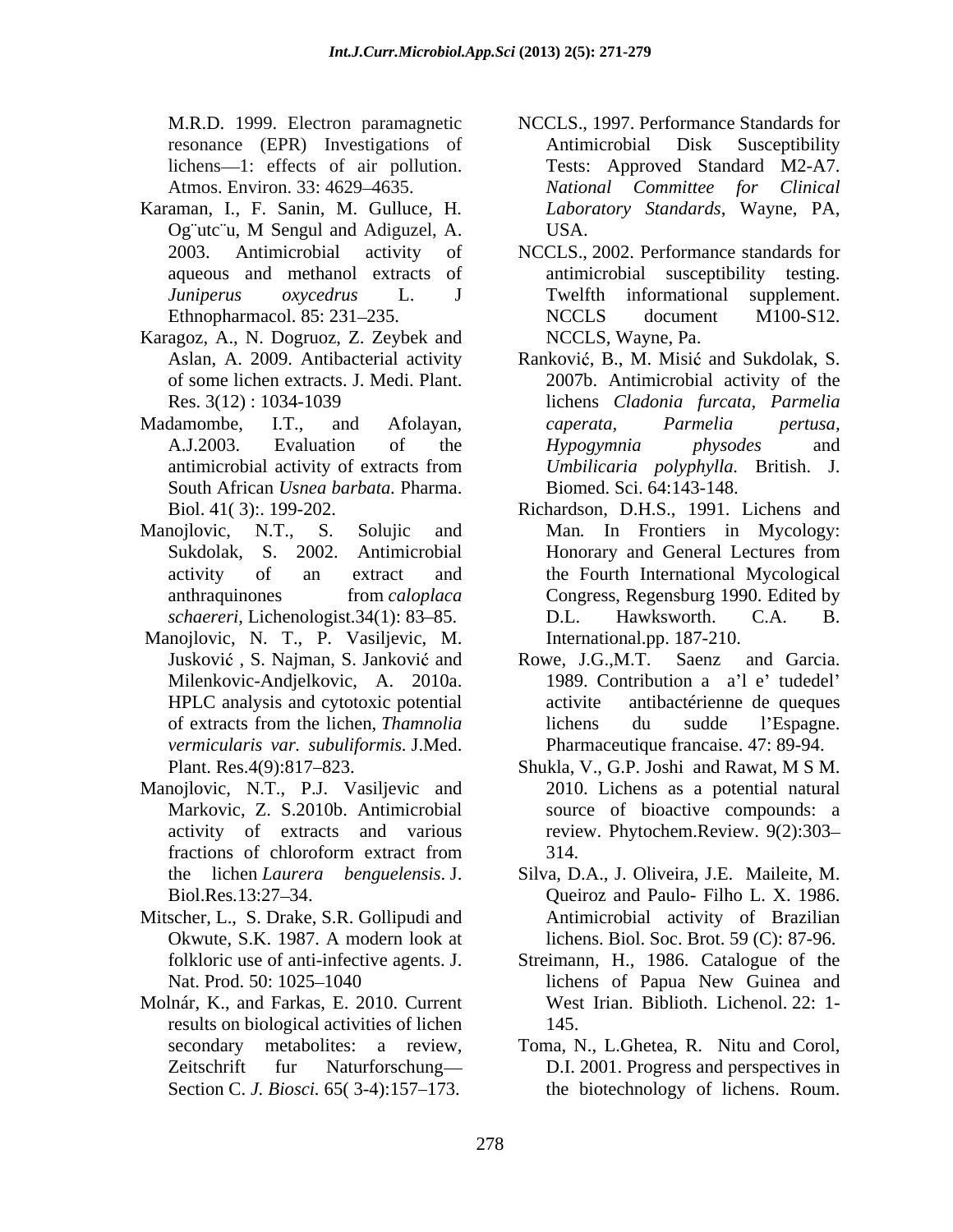M.R.D. 1999. Electron paramagnetic resonance (EPR) Investigations of lichens—1: effects of air pollution. Atmos. Environ. 33: 4629–4635.

Karaman, I., F. Sanin, M. Gulluce, H. Og¨utc¨u, M Sengul and Adiguzel, A. 2003. Antimicrobial activity of aqueous and methanol extracts of *Juniperus oxycedrus* L. J Ethnopharmacol. 85: 231–235.

Karagoz, A., N. Dogruoz, Z. Zeybek and Aslan, A. 2009. Antibacterial activity of some lichen extracts. J. Medi. Plant. Res. 3(12) : 1034-1039

Madamombe, I.T., and Afolayan, A.J.2003. Evaluation of the antimicrobial activity of extracts from South African *Usnea barbata*. Pharma. Biol. 41( 3):. 199-202.

Manojlovic, N.T., S. Solujic and Sukdolak, S. 2002. Antimicrobial activity of an extract and anthraquinones from *caloplaca schaereri*, Lichenologist.34(1): 83–85.

Manojlovic, N. T., P. Vasiljevic, M. Jusković , S. Najman, S. Janković and Milenkovic-Andjelkovic, A. 2010a. HPLC analysis and cytotoxic potential of extracts from the lichen, *Thamnolia vermicularis var. subuliformis*. J.Med. Plant. Res.4(9):817–823.

Manojlovic, N.T., P.J. Vasiljevic and Markovic, Z. S.2010b. Antimicrobial activity of extracts and various fractions of chloroform extract from the lichen *Laurera benguelensis*. J. Biol.Res.13:27–34.

Mitscher, L., S. Drake, S.R. Gollipudi and Okwute, S.K. 1987. A modern look at folkloric use of anti-infective agents. J. Nat. Prod. 50: 1025–1040

Molnár, K., and Farkas, E. 2010. Current results on biological activities of lichen secondary metabolites: a review, Zeitschrift fur Naturforschung—Section C. *J. Biosci.* 65( 3-4):157–173.

NCCLS., 1997. Performance Standards for Antimicrobial Disk Susceptibility Tests: Approved Standard M2-A7. *National Committee for Clinical Laboratory Standards*, Wayne, PA, USA.

NCCLS., 2002. Performance standards for antimicrobial susceptibility testing. Twelfth informational supplement. NCCLS document M100-S12. NCCLS, Wayne, Pa.

Ranković, B., M. Misić and Sukdolak, S. 2007b. Antimicrobial activity of the lichens *Cladonia furcata, Parmelia caperata, Parmelia pertusa, Hypogymnia physodes* and *Umbilicaria polyphylla.* British. J. Biomed. Sci. 64:143-148.

Richardson, D.H.S., 1991. Lichens and Man. In Frontiers in Mycology: Honorary and General Lectures from the Fourth International Mycological Congress, Regensburg 1990. Edited by D.L. Hawksworth. C.A. B. International.pp. 187-210.

Rowe, J.G.,M.T. Saenz and Garcia. 1989. Contribution a a'l e' tudedel' activite antibactérienne de queques lichens du sudde l'Espagne. Pharmaceutique francaise. 47: 89-94.

Shukla, V., G.P. Joshi and Rawat, M S M. 2010. Lichens as a potential natural source of bioactive compounds: a review. Phytochem.Review. 9(2):303–314.

Silva, D.A., J. Oliveira, J.E. Maileite, M. Queiroz and Paulo- Filho L. X. 1986. Antimicrobial activity of Brazilian lichens. Biol. Soc. Brot. 59 (C): 87-96.

Streimann, H., 1986. Catalogue of the lichens of Papua New Guinea and West Irian. Biblioth. Lichenol. 22: 1-145.

Toma, N., L.Ghetea, R. Nitu and Corol, D.I. 2001. Progress and perspectives in the biotechnology of lichens. Roum.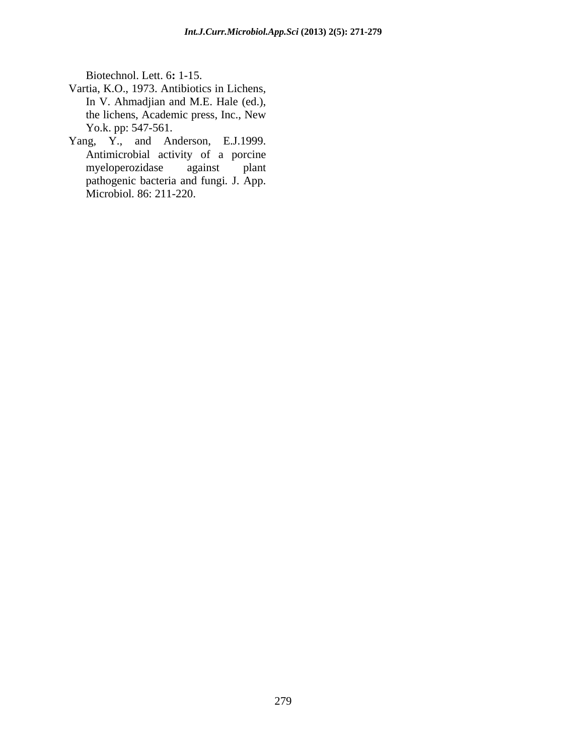Biotechnol. Lett. 6**:** 1-15.

Vartia, K.O., 1973. Antibiotics in Lichens, In V. Ahmadjian and M.E. Hale (ed.), the lichens, Academic press, Inc., New Yo.k. pp: 547-561.

Yang, Y., and Anderson, E.J.1999. Antimicrobial activity of a porcine myeloperozidase against plant pathogenic bacteria and fungi. J. App. Microbiol. 86: 211-220.